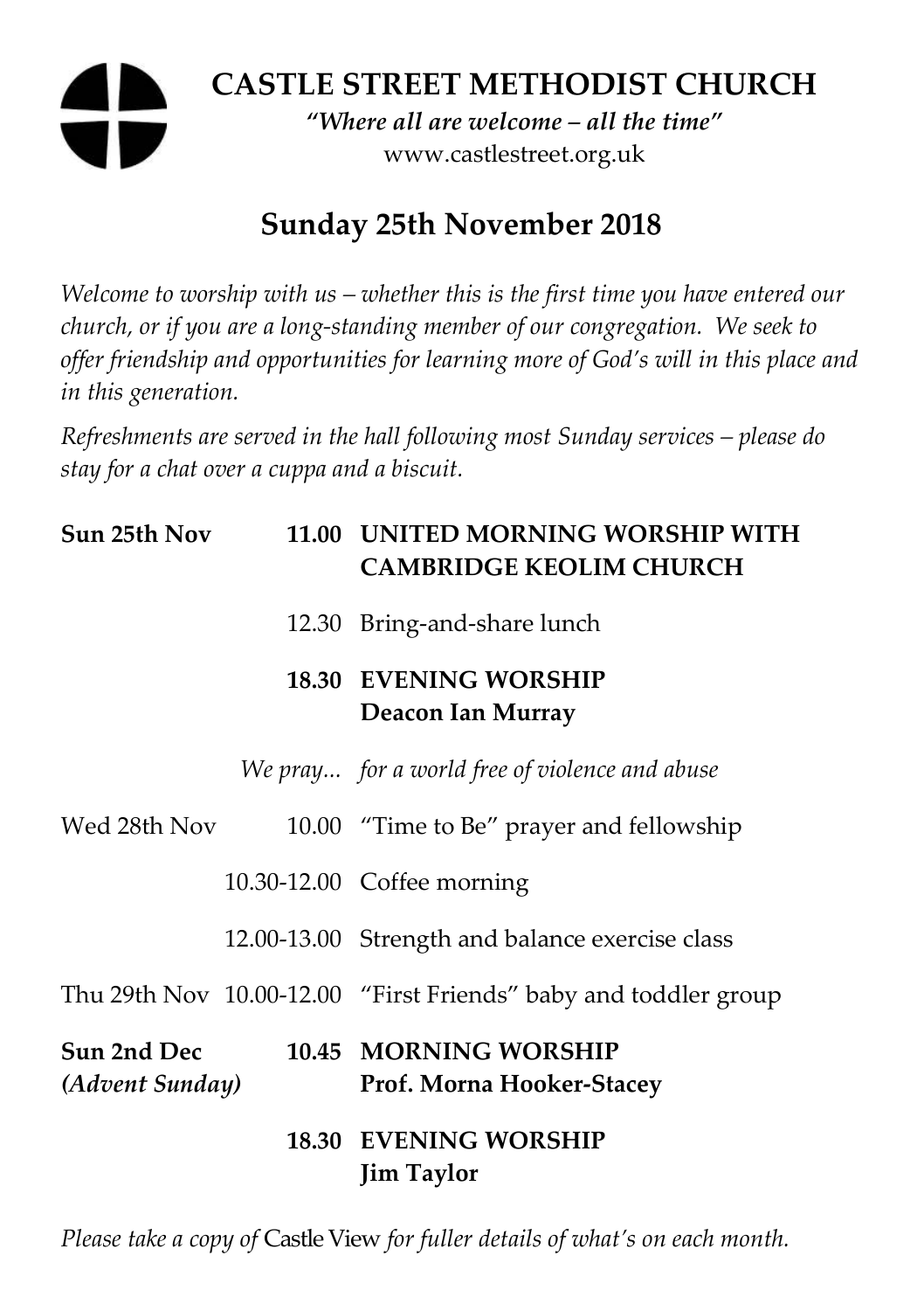# CASTLE STREET METHODIST CHURCH

*"Where all are welcome – all the time"*

www.castlestreet.org.uk

## Sunday 25th November 2018

*Welcome to worship with us – whether this is the first time you have entered our church, or if you are a long-standing member of our congregation. We seek to offer friendship and opportunities for learning more of God's will in this place and in this generation.*

*Refreshments are served in the hall following most Sunday services – please do stay for a chat over a cuppa and a biscuit.*

| | | |
|---|---|---|
| **Sun 25th Nov** | **11.00** | **UNITED MORNING WORSHIP WITH CAMBRIDGE KEOLIM CHURCH** |
| | 12.30 | Bring-and-share lunch |
| | **18.30** | **EVENING WORSHIP**<br>**Deacon Ian Murray** |
| | *We pray...* | *for a world free of violence and abuse* |
| Wed 28th Nov | 10.00 | "Time to Be" prayer and fellowship |
| | 10.30-12.00 | Coffee morning |
| | 12.00-13.00 | Strength and balance exercise class |
| Thu 29th Nov | 10.00-12.00 | "First Friends" baby and toddler group |
| **Sun 2nd Dec** *(Advent Sunday)* | **10.45** | **MORNING WORSHIP**<br>**Prof. Morna Hooker-Stacey** |
| | **18.30** | **EVENING WORSHIP**<br>**Jim Taylor** |

*Please take a copy of* Castle View *for fuller details of what's on each month.*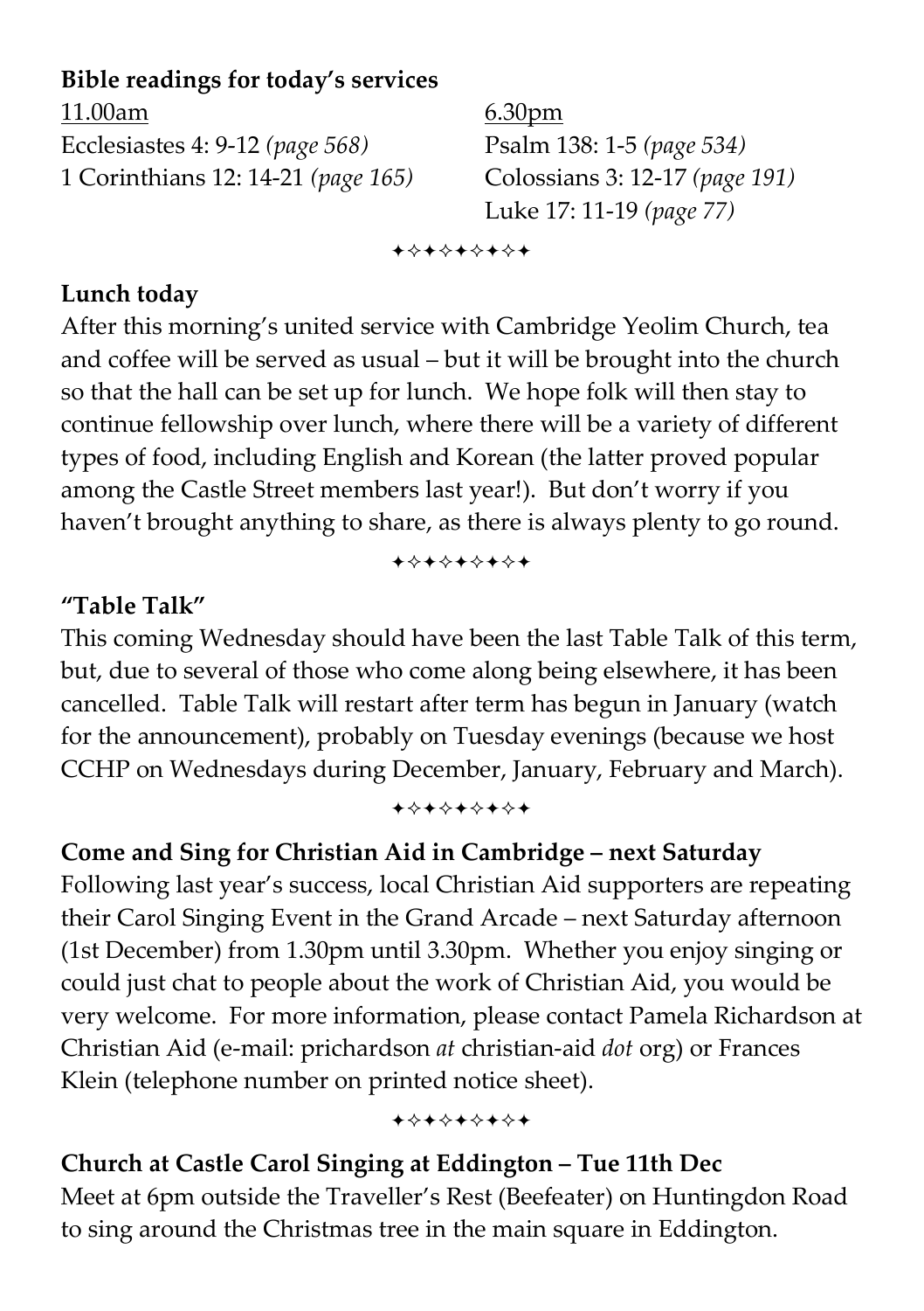**Bible readings for today's services**

11.00am

Ecclesiastes 4: 9-12 *(page 568)*

1 Corinthians 12: 14-21 *(page 165)*

6.30pm

Psalm 138: 1-5 *(page 534)*

Colossians 3: 12-17 *(page 191)*

Luke 17: 11-19 *(page 77)*

✦✧✦✧✦✧✦✧✦

**Lunch today**

After this morning's united service with Cambridge Yeolim Church, tea and coffee will be served as usual – but it will be brought into the church so that the hall can be set up for lunch. We hope folk will then stay to continue fellowship over lunch, where there will be a variety of different types of food, including English and Korean (the latter proved popular among the Castle Street members last year!). But don't worry if you haven't brought anything to share, as there is always plenty to go round.

✦✧✦✧✦✧✦✧✦

**"Table Talk"**

This coming Wednesday should have been the last Table Talk of this term, but, due to several of those who come along being elsewhere, it has been cancelled. Table Talk will restart after term has begun in January (watch for the announcement), probably on Tuesday evenings (because we host CCHP on Wednesdays during December, January, February and March).

✦✧✦✧✦✧✦✧✦

**Come and Sing for Christian Aid in Cambridge – next Saturday**

Following last year's success, local Christian Aid supporters are repeating their Carol Singing Event in the Grand Arcade – next Saturday afternoon (1st December) from 1.30pm until 3.30pm. Whether you enjoy singing or could just chat to people about the work of Christian Aid, you would be very welcome. For more information, please contact Pamela Richardson at Christian Aid (e-mail: prichardson *at* christian-aid *dot* org) or Frances Klein (telephone number on printed notice sheet).

✦✧✦✧✦✧✦✧✦

**Church at Castle Carol Singing at Eddington – Tue 11th Dec**

Meet at 6pm outside the Traveller's Rest (Beefeater) on Huntingdon Road to sing around the Christmas tree in the main square in Eddington.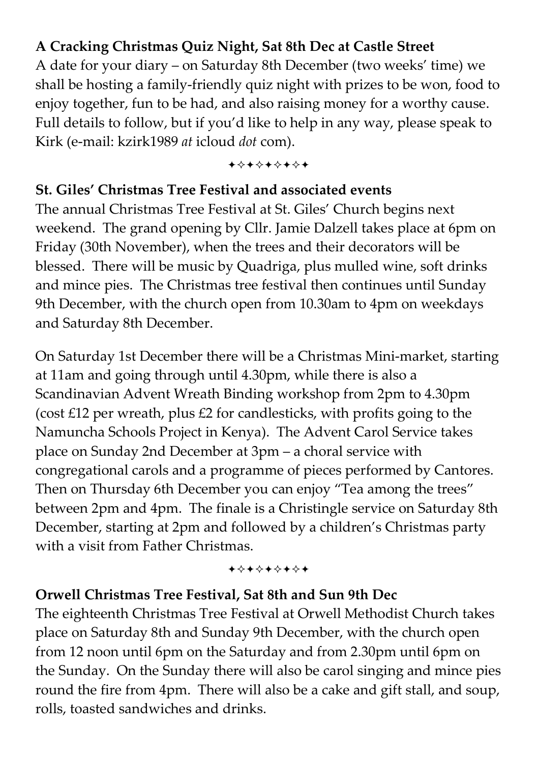**A Cracking Christmas Quiz Night, Sat 8th Dec at Castle Street**

A date for your diary – on Saturday 8th December (two weeks' time) we shall be hosting a family-friendly quiz night with prizes to be won, food to enjoy together, fun to be had, and also raising money for a worthy cause. Full details to follow, but if you'd like to help in any way, please speak to Kirk (e-mail: kzirk1989 *at* icloud *dot* com).

✦✧✦✧✦✧✦✧✦

**St. Giles' Christmas Tree Festival and associated events**

The annual Christmas Tree Festival at St. Giles' Church begins next weekend. The grand opening by Cllr. Jamie Dalzell takes place at 6pm on Friday (30th November), when the trees and their decorators will be blessed. There will be music by Quadriga, plus mulled wine, soft drinks and mince pies. The Christmas tree festival then continues until Sunday 9th December, with the church open from 10.30am to 4pm on weekdays and Saturday 8th December.

On Saturday 1st December there will be a Christmas Mini-market, starting at 11am and going through until 4.30pm, while there is also a Scandinavian Advent Wreath Binding workshop from 2pm to 4.30pm (cost £12 per wreath, plus £2 for candlesticks, with profits going to the Namuncha Schools Project in Kenya). The Advent Carol Service takes place on Sunday 2nd December at 3pm – a choral service with congregational carols and a programme of pieces performed by Cantores. Then on Thursday 6th December you can enjoy "Tea among the trees" between 2pm and 4pm. The finale is a Christingle service on Saturday 8th December, starting at 2pm and followed by a children's Christmas party with a visit from Father Christmas.

✦✧✦✧✦✧✦✧✦

**Orwell Christmas Tree Festival, Sat 8th and Sun 9th Dec**

The eighteenth Christmas Tree Festival at Orwell Methodist Church takes place on Saturday 8th and Sunday 9th December, with the church open from 12 noon until 6pm on the Saturday and from 2.30pm until 6pm on the Sunday. On the Sunday there will also be carol singing and mince pies round the fire from 4pm. There will also be a cake and gift stall, and soup, rolls, toasted sandwiches and drinks.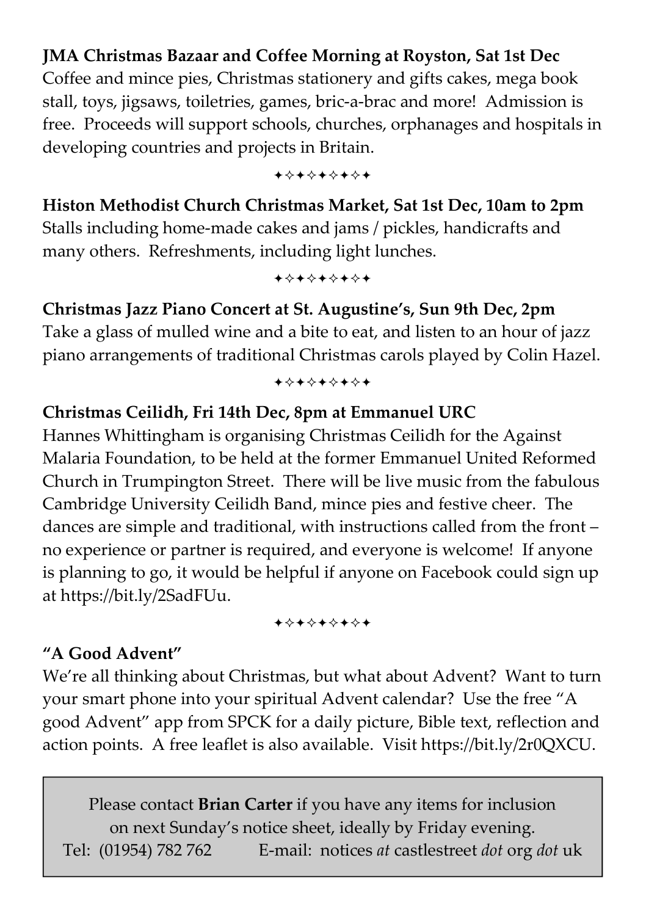**JMA Christmas Bazaar and Coffee Morning at Royston, Sat 1st Dec**
Coffee and mince pies, Christmas stationery and gifts cakes, mega book stall, toys, jigsaws, toiletries, games, bric-a-brac and more! Admission is free. Proceeds will support schools, churches, orphanages and hospitals in developing countries and projects in Britain.

✦✧✦✧✦✧✦✧✦

**Histon Methodist Church Christmas Market, Sat 1st Dec, 10am to 2pm**
Stalls including home-made cakes and jams / pickles, handicrafts and many others. Refreshments, including light lunches.

✦✧✦✧✦✧✦✧✦

**Christmas Jazz Piano Concert at St. Augustine's, Sun 9th Dec, 2pm**
Take a glass of mulled wine and a bite to eat, and listen to an hour of jazz piano arrangements of traditional Christmas carols played by Colin Hazel.

✦✧✦✧✦✧✦✧✦

**Christmas Ceilidh, Fri 14th Dec, 8pm at Emmanuel URC**
Hannes Whittingham is organising Christmas Ceilidh for the Against Malaria Foundation, to be held at the former Emmanuel United Reformed Church in Trumpington Street. There will be live music from the fabulous Cambridge University Ceilidh Band, mince pies and festive cheer. The dances are simple and traditional, with instructions called from the front – no experience or partner is required, and everyone is welcome! If anyone is planning to go, it would be helpful if anyone on Facebook could sign up at https://bit.ly/2SadFUu.

✦✧✦✧✦✧✦✧✦

**"A Good Advent"**
We're all thinking about Christmas, but what about Advent? Want to turn your smart phone into your spiritual Advent calendar? Use the free "A good Advent" app from SPCK for a daily picture, Bible text, reflection and action points. A free leaflet is also available. Visit https://bit.ly/2r0QXCU.

Please contact **Brian Carter** if you have any items for inclusion on next Sunday's notice sheet, ideally by Friday evening.
Tel: (01954) 782 762 E-mail: notices *at* castlestreet *dot* org *dot* uk